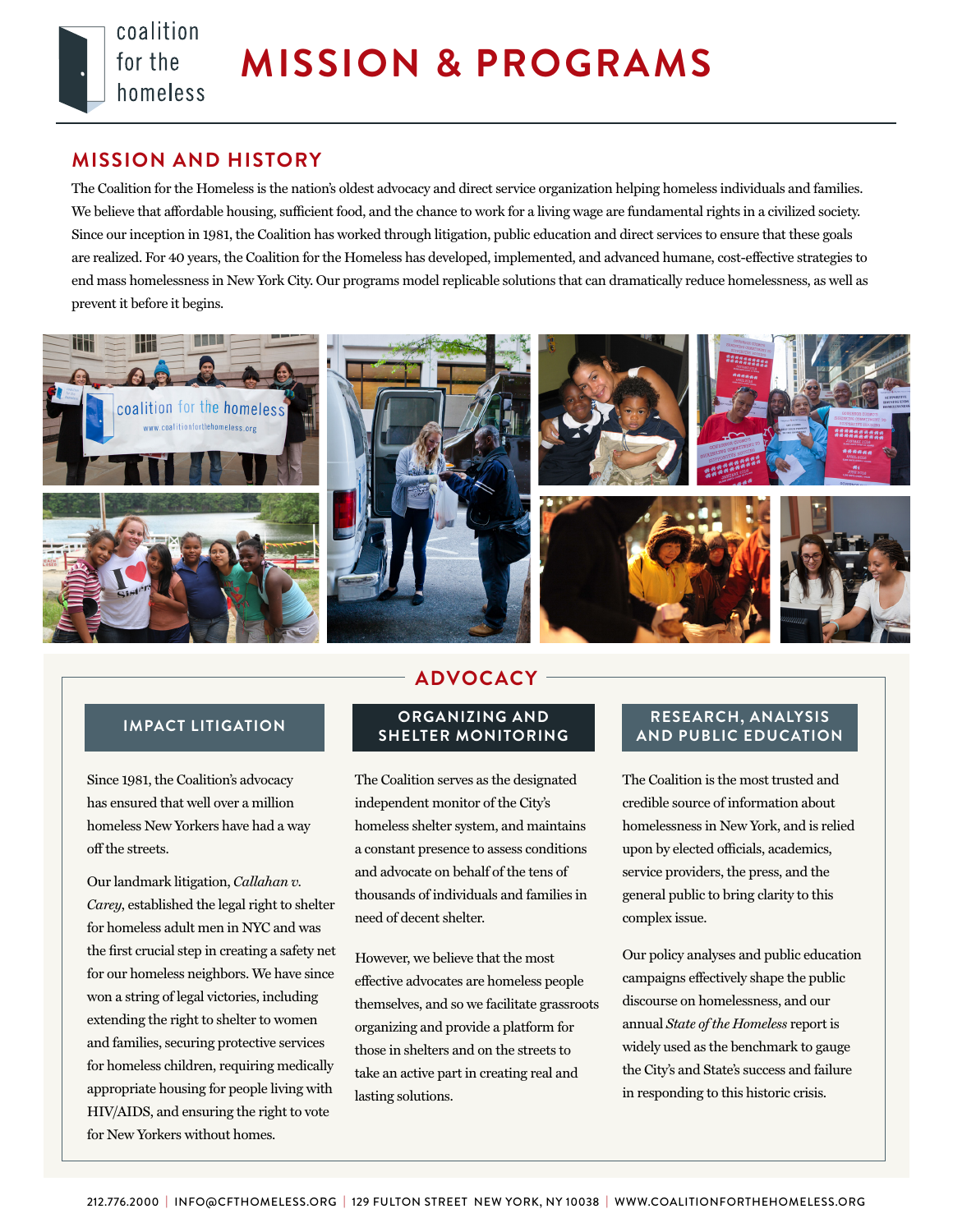coalition for the homeless

# MISSION & PROGRAMS

## MISSION AND HISTORY

The Coalition for the Homeless is the nation's oldest advocacy and direct service organization helping homeless individuals and families. We believe that affordable housing, sufficient food, and the chance to work for a living wage are fundamental rights in a civilized society. Since our inception in 1981, the Coalition has worked through litigation, public education and direct services to ensure that these goals are realized. For 40 years, the Coalition for the Homeless has developed, implemented, and advanced humane, cost-effective strategies to end mass homelessness in New York City. Our programs model replicable solutions that can dramatically reduce homelessness, as well as prevent it before it begins.

## ADVOCACY

### IMPACT LITIGATION

Since 1981, the Coalition's advocacy has ensured that well over a million homeless New Yorkers have had a way off the streets.

Our landmark litigation, *Callahan v. Carey*, established the legal right to shelter for homeless adult men in NYC and was the first crucial step in creating a safety net for our homeless neighbors. We have since won a string of legal victories, including extending the right to shelter to women and families, securing protective services for homeless children, requiring medically appropriate housing for people living with HIV/AIDS, and ensuring the right to vote for New Yorkers without homes.

### ORGANIZING AND SHELTER MONITORING

The Coalition serves as the designated independent monitor of the City's homeless shelter system, and maintains a constant presence to assess conditions and advocate on behalf of the tens of thousands of individuals and families in need of decent shelter.

However, we believe that the most effective advocates are homeless people themselves, and so we facilitate grassroots organizing and provide a platform for those in shelters and on the streets to take an active part in creating real and lasting solutions.

### RESEARCH, ANALYSIS AND PUBLIC EDUCATION

The Coalition is the most trusted and credible source of information about homelessness in New York, and is relied upon by elected officials, academics, service providers, the press, and the general public to bring clarity to this complex issue.

Our policy analyses and public education campaigns effectively shape the public discourse on homelessness, and our annual *State of the Homeless* report is widely used as the benchmark to gauge the City's and State's success and failure in responding to this historic crisis.

212.776.2000 | INFO@CFTHOMELESS.ORG | 129 FULTON STREET NEW YORK, NY 10038 | WWW.COALITIONFORTHEHOMELESS.ORG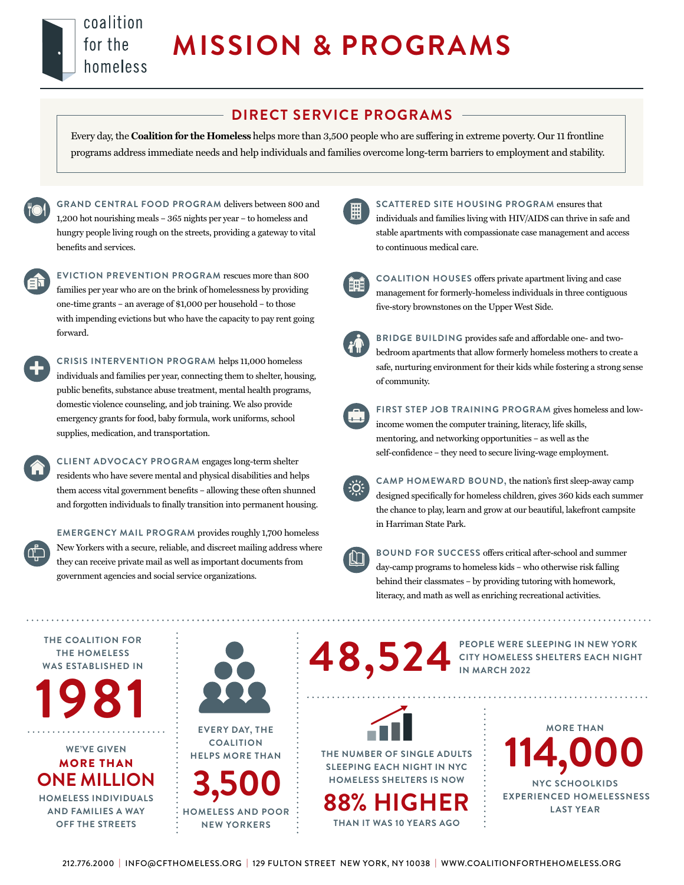coalition for the homeless

# MISSION & PROGRAMS

## DIRECT SERVICE PROGRAMS

Every day, the **Coalition for the Homeless** helps more than 3,500 people who are suffering in extreme poverty. Our 11 frontline programs address immediate needs and help individuals and families overcome long-term barriers to employment and stability.

**GRAND CENTRAL FOOD PROGRAM** delivers between 800 and 1,200 hot nourishing meals – 365 nights per year – to homeless and hungry people living rough on the streets, providing a gateway to vital benefits and services.

**EVICTION PREVENTION PROGRAM** rescues more than 800 families per year who are on the brink of homelessness by providing one-time grants – an average of $1,000 per household – to those with impending evictions but who have the capacity to pay rent going forward.

**CRISIS INTERVENTION PROGRAM** helps 11,000 homeless individuals and families per year, connecting them to shelter, housing, public benefits, substance abuse treatment, mental health programs, domestic violence counseling, and job training. We also provide emergency grants for food, baby formula, work uniforms, school supplies, medication, and transportation.

**CLIENT ADVOCACY PROGRAM** engages long-term shelter residents who have severe mental and physical disabilities and helps them access vital government benefits – allowing these often shunned and forgotten individuals to finally transition into permanent housing.

**EMERGENCY MAIL PROGRAM** provides roughly 1,700 homeless New Yorkers with a secure, reliable, and discreet mailing address where they can receive private mail as well as important documents from government agencies and social service organizations.

**SCATTERED SITE HOUSING PROGRAM** ensures that individuals and families living with HIV/AIDS can thrive in safe and stable apartments with compassionate case management and access to continuous medical care.

**COALITION HOUSES** offers private apartment living and case management for formerly-homeless individuals in three contiguous five-story brownstones on the Upper West Side.

**BRIDGE BUILDING** provides safe and affordable one- and two-bedroom apartments that allow formerly homeless mothers to create a safe, nurturing environment for their kids while fostering a strong sense of community.

**FIRST STEP JOB TRAINING PROGRAM** gives homeless and low-income women the computer training, literacy, life skills, mentoring, and networking opportunities – as well as the self-confidence – they need to secure living-wage employment.

**CAMP HOMEWARD BOUND,** the nation's first sleep-away camp designed specifically for homeless children, gives 360 kids each summer the chance to play, learn and grow at our beautiful, lakefront campsite in Harriman State Park.

**BOUND FOR SUCCESS** offers critical after-school and summer day-camp programs to homeless kids – who otherwise risk falling behind their classmates – by providing tutoring with homework, literacy, and math as well as enriching recreational activities.

---

THE COALITION FOR THE HOMELESS WAS ESTABLISHED IN **1981**

WE'VE GIVEN **MORE THAN ONE MILLION** HOMELESS INDIVIDUALS AND FAMILIES A WAY OFF THE STREETS

EVERY DAY, THE COALITION HELPS MORE THAN **3,500** HOMELESS AND POOR NEW YORKERS

**48,524** PEOPLE WERE SLEEPING IN NEW YORK CITY HOMELESS SHELTERS EACH NIGHT IN MARCH 2022

THE NUMBER OF SINGLE ADULTS SLEEPING EACH NIGHT IN NYC HOMELESS SHELTERS IS NOW **88% HIGHER** THAN IT WAS 10 YEARS AGO

MORE THAN **114,000** NYC SCHOOLKIDS EXPERIENCED HOMELESSNESS LAST YEAR

212.776.2000 | INFO@CFTHOMELESS.ORG | 129 FULTON STREET NEW YORK, NY 10038 | WWW.COALITIONFORTHEHOMELESS.ORG